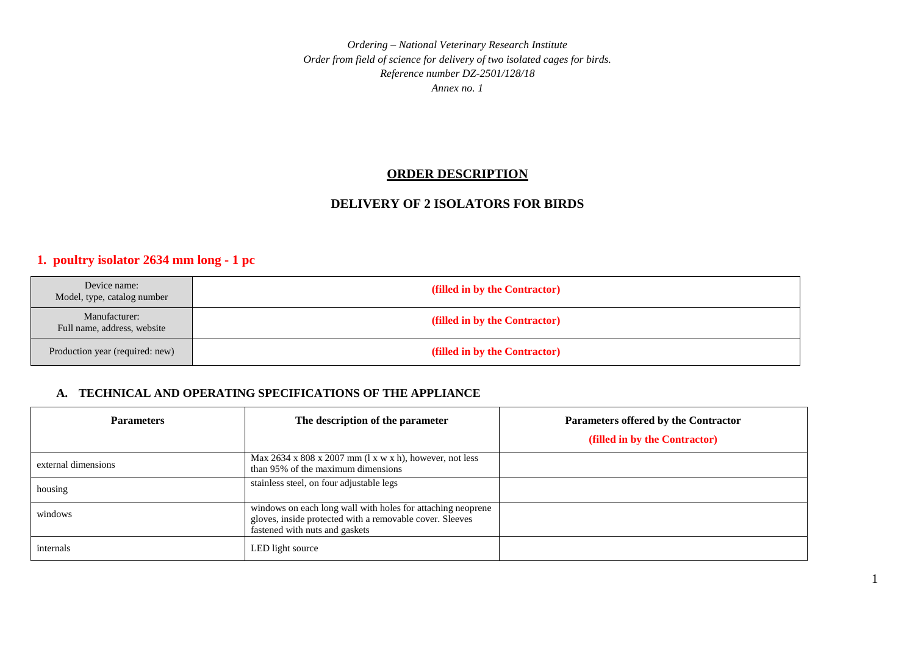*Ordering – National Veterinary Research Institute*
*Order from field of science for delivery of two isolated cages for birds.*
*Reference number DZ-2501/128/18*
*Annex no. 1*

# ORDER DESCRIPTION

## DELIVERY OF 2 ISOLATORS FOR BIRDS

### 1. poultry isolator 2634 mm long - 1 pc

| Device name: Model, type, catalog number | **(filled in by the Contractor)** |
|---|---|
| Manufacturer: Full name, address, website | **(filled in by the Contractor)** |
| Production year (required: new) | **(filled in by the Contractor)** |

### A. TECHNICAL AND OPERATING SPECIFICATIONS OF THE APPLIANCE

| Parameters | The description of the parameter | Parameters offered by the Contractor **(filled in by the Contractor)** |
|---|---|---|
| external dimensions | Max 2634 x 808 x 2007 mm (l x w x h), however, not less than 95% of the maximum dimensions | |
| housing | stainless steel, on four adjustable legs | |
| windows | windows on each long wall with holes for attaching neoprene gloves, inside protected with a removable cover. Sleeves fastened with nuts and gaskets | |
| internals | LED light source | |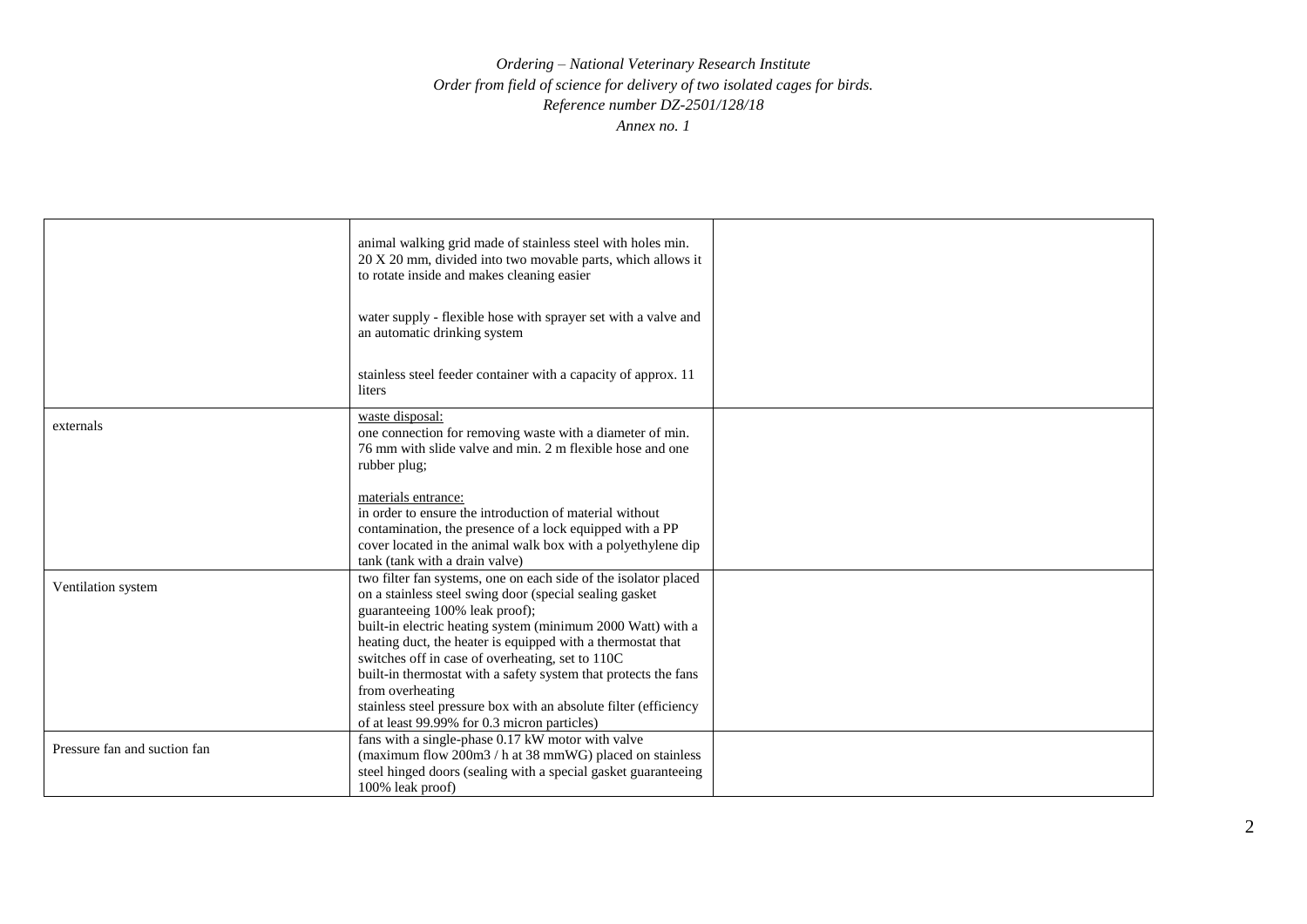*Ordering – National Veterinary Research Institute*
*Order from field of science for delivery of two isolated cages for birds.*
*Reference number DZ-2501/128/18*
*Annex no. 1*

| | | |
|---|---|---|
| | animal walking grid made of stainless steel with holes min. 20 X 20 mm, divided into two movable parts, which allows it to rotate inside and makes cleaning easier<br><br>water supply - flexible hose with sprayer set with a valve and an automatic drinking system<br><br>stainless steel feeder container with a capacity of approx. 11 liters | |
| externals | waste disposal:<br>one connection for removing waste with a diameter of min. 76 mm with slide valve and min. 2 m flexible hose and one rubber plug;<br><br>materials entrance:<br>in order to ensure the introduction of material without contamination, the presence of a lock equipped with a PP cover located in the animal walk box with a polyethylene dip tank (tank with a drain valve) | |
| Ventilation system | two filter fan systems, one on each side of the isolator placed on a stainless steel swing door (special sealing gasket guaranteeing 100% leak proof);<br>built-in electric heating system (minimum 2000 Watt) with a heating duct, the heater is equipped with a thermostat that switches off in case of overheating, set to 110C<br>built-in thermostat with a safety system that protects the fans from overheating<br>stainless steel pressure box with an absolute filter (efficiency of at least 99.99% for 0.3 micron particles) | |
| Pressure fan and suction fan | fans with a single-phase 0.17 kW motor with valve (maximum flow 200m3 / h at 38 mmWG) placed on stainless steel hinged doors (sealing with a special gasket guaranteeing 100% leak proof) | |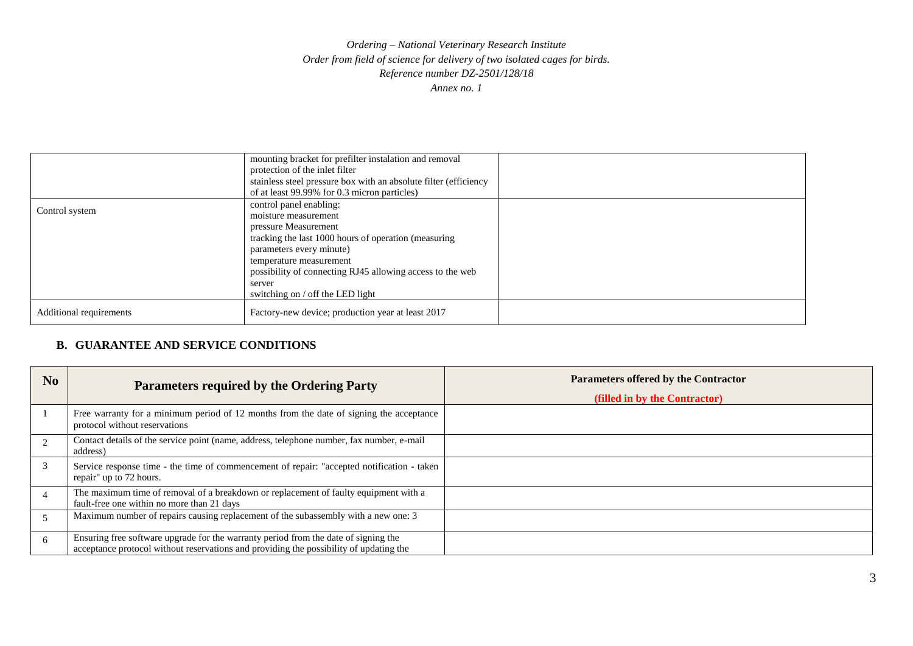*Ordering – National Veterinary Research Institute*
*Order from field of science for delivery of two isolated cages for birds.*
*Reference number DZ-2501/128/18*
*Annex no. 1*

| | | |
|---|---|---|
| | mounting bracket for prefilter instalation and removal<br>protection of the inlet filter<br>stainless steel pressure box with an absolute filter (efficiency of at least 99.99% for 0.3 micron particles) | |
| Control system | control panel enabling:<br>moisture measurement<br>pressure Measurement<br>tracking the last 1000 hours of operation (measuring parameters every minute)<br>temperature measurement<br>possibility of connecting RJ45 allowing access to the web server<br>switching on / off the LED light | |
| Additional requirements | Factory-new device; production year at least 2017 | |

## B. GUARANTEE AND SERVICE CONDITIONS

| No | Parameters required by the Ordering Party | Parameters offered by the Contractor<br>**(filled in by the Contractor)** |
|---|---|---|
| 1 | Free warranty for a minimum period of 12 months from the date of signing the acceptance protocol without reservations | |
| 2 | Contact details of the service point (name, address, telephone number, fax number, e-mail address) | |
| 3 | Service response time - the time of commencement of repair: "accepted notification - taken repair" up to 72 hours. | |
| 4 | The maximum time of removal of a breakdown or replacement of faulty equipment with a fault-free one within no more than 21 days | |
| 5 | Maximum number of repairs causing replacement of the subassembly with a new one: 3 | |
| 6 | Ensuring free software upgrade for the warranty period from the date of signing the acceptance protocol without reservations and providing the possibility of updating the | |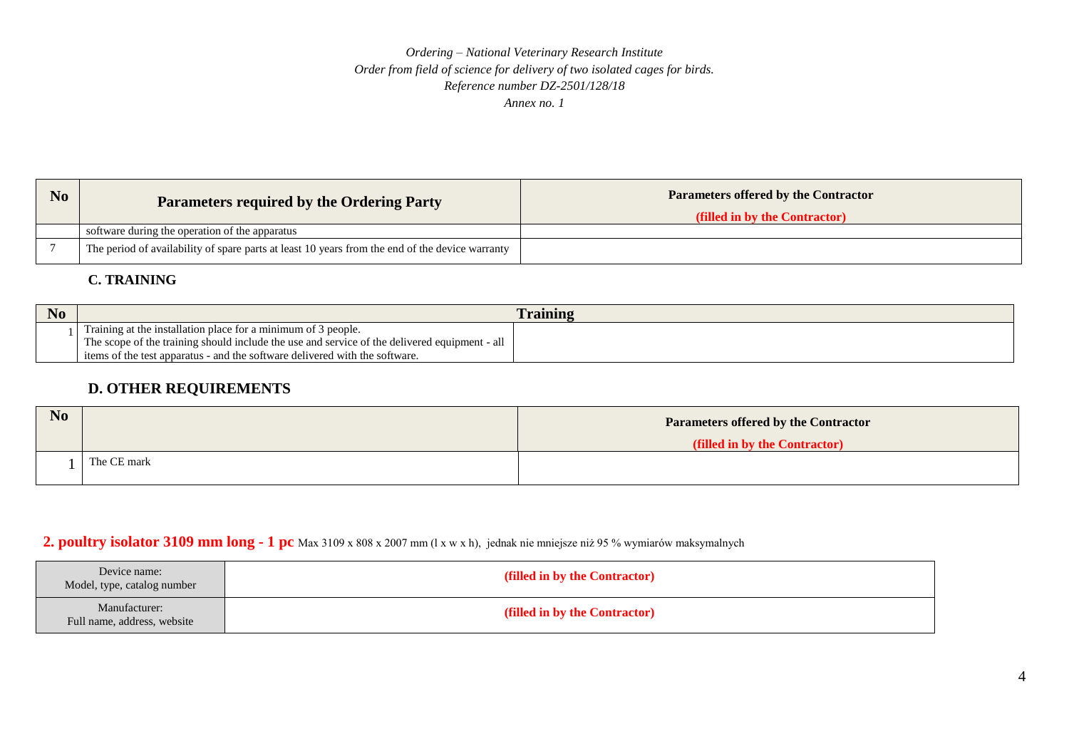*Ordering – National Veterinary Research Institute*
*Order from field of science for delivery of two isolated cages for birds.*
*Reference number DZ-2501/128/18*
*Annex no. 1*

| No | Parameters required by the Ordering Party | Parameters offered by the Contractor **(filled in by the Contractor)** |
|---|---|---|
| | software during the operation of the apparatus | |
| 7 | The period of availability of spare parts at least 10 years from the end of the device warranty | |

### C. TRAINING

| No | Training | |
|---|---|---|
| 1 | Training at the installation place for a minimum of 3 people. The scope of the training should include the use and service of the delivered equipment - all items of the test apparatus - and the software delivered with the software. | |

### D. OTHER REQUIREMENTS

| No | | Parameters offered by the Contractor **(filled in by the Contractor)** |
|---|---|---|
| 1 | The CE mark | |

## 2. poultry isolator 3109 mm long - 1 pc Max 3109 x 808 x 2007 mm (l x w x h), jednak nie mniejsze niż 95 % wymiarów maksymalnych

| Device name: Model, type, catalog number | **(filled in by the Contractor)** |
|---|---|
| Manufacturer: Full name, address, website | **(filled in by the Contractor)** |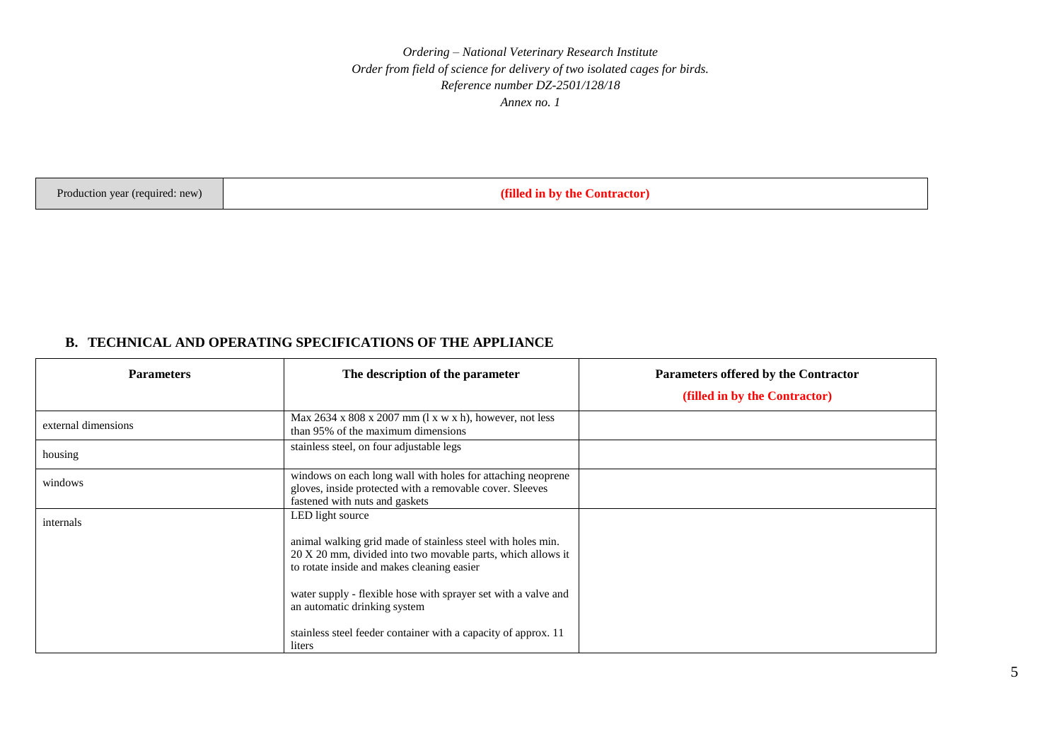| Production year (required: new) | **(filled in by the Contractor)** |
|---|---|

### B. TECHNICAL AND OPERATING SPECIFICATIONS OF THE APPLIANCE

| Parameters | The description of the parameter | Parameters offered by the Contractor<br>**(filled in by the Contractor)** |
|---|---|---|
| external dimensions | Max 2634 x 808 x 2007 mm (l x w x h), however, not less than 95% of the maximum dimensions | |
| housing | stainless steel, on four adjustable legs | |
| windows | windows on each long wall with holes for attaching neoprene gloves, inside protected with a removable cover. Sleeves fastened with nuts and gaskets | |
| internals | LED light source<br><br>animal walking grid made of stainless steel with holes min. 20 X 20 mm, divided into two movable parts, which allows it to rotate inside and makes cleaning easier<br><br>water supply - flexible hose with sprayer set with a valve and an automatic drinking system<br><br>stainless steel feeder container with a capacity of approx. 11 liters | |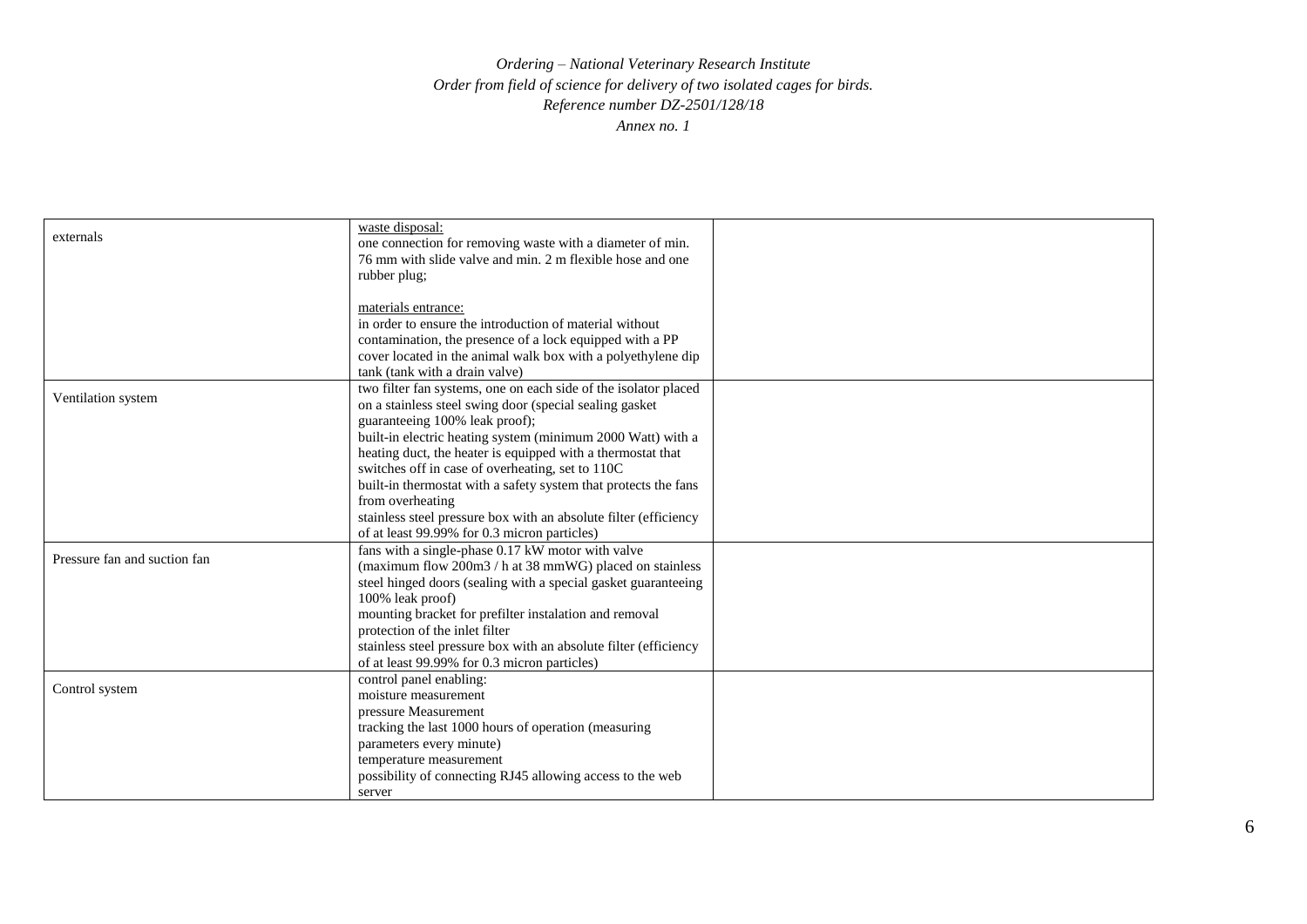*Ordering – National Veterinary Research Institute*
*Order from field of science for delivery of two isolated cages for birds.*
*Reference number DZ-2501/128/18*
*Annex no. 1*

| externals | waste disposal:<br>one connection for removing waste with a diameter of min. 76 mm with slide valve and min. 2 m flexible hose and one rubber plug;<br><br>materials entrance:<br>in order to ensure the introduction of material without contamination, the presence of a lock equipped with a PP cover located in the animal walk box with a polyethylene dip tank (tank with a drain valve) | |
|---|---|---|
| Ventilation system | two filter fan systems, one on each side of the isolator placed on a stainless steel swing door (special sealing gasket guaranteeing 100% leak proof);<br>built-in electric heating system (minimum 2000 Watt) with a heating duct, the heater is equipped with a thermostat that switches off in case of overheating, set to 110C<br>built-in thermostat with a safety system that protects the fans from overheating<br>stainless steel pressure box with an absolute filter (efficiency of at least 99.99% for 0.3 micron particles) | |
| Pressure fan and suction fan | fans with a single-phase 0.17 kW motor with valve (maximum flow 200m3 / h at 38 mmWG) placed on stainless steel hinged doors (sealing with a special gasket guaranteeing 100% leak proof)<br>mounting bracket for prefilter instalation and removal protection of the inlet filter<br>stainless steel pressure box with an absolute filter (efficiency of at least 99.99% for 0.3 micron particles) | |
| Control system | control panel enabling:<br>moisture measurement<br>pressure Measurement<br>tracking the last 1000 hours of operation (measuring parameters every minute)<br>temperature measurement<br>possibility of connecting RJ45 allowing access to the web server | |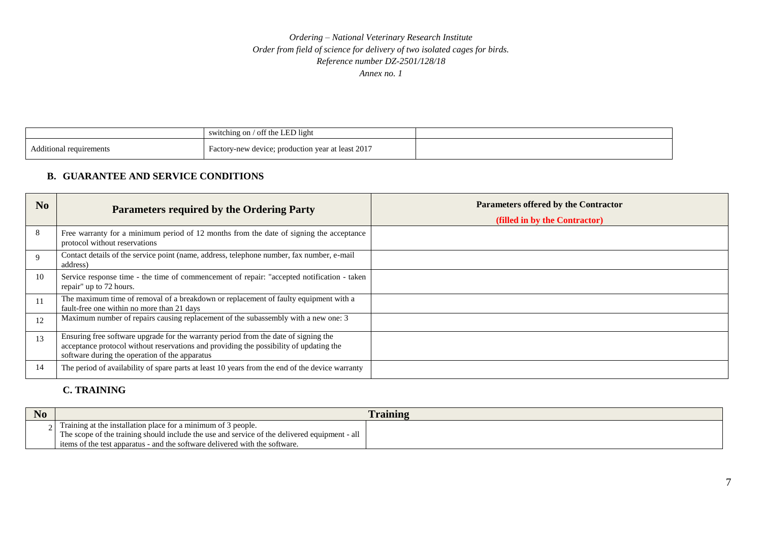| | | |
|---|---|---|
| | switching on / off the LED light | |
| Additional requirements | Factory-new device; production year at least 2017 | |

## B. GUARANTEE AND SERVICE CONDITIONS

| No | Parameters required by the Ordering Party | Parameters offered by the Contractor<br>**(filled in by the Contractor)** |
|---|---|---|
| 8 | Free warranty for a minimum period of 12 months from the date of signing the acceptance protocol without reservations | |
| 9 | Contact details of the service point (name, address, telephone number, fax number, e-mail address) | |
| 10 | Service response time - the time of commencement of repair: "accepted notification - taken repair" up to 72 hours. | |
| 11 | The maximum time of removal of a breakdown or replacement of faulty equipment with a fault-free one within no more than 21 days | |
| 12 | Maximum number of repairs causing replacement of the subassembly with a new one: 3 | |
| 13 | Ensuring free software upgrade for the warranty period from the date of signing the acceptance protocol without reservations and providing the possibility of updating the software during the operation of the apparatus | |
| 14 | The period of availability of spare parts at least 10 years from the end of the device warranty | |

## C. TRAINING

| No | Training | |
|---|---|---|
| 2 | Training at the installation place for a minimum of 3 people.<br>The scope of the training should include the use and service of the delivered equipment - all items of the test apparatus - and the software delivered with the software. | |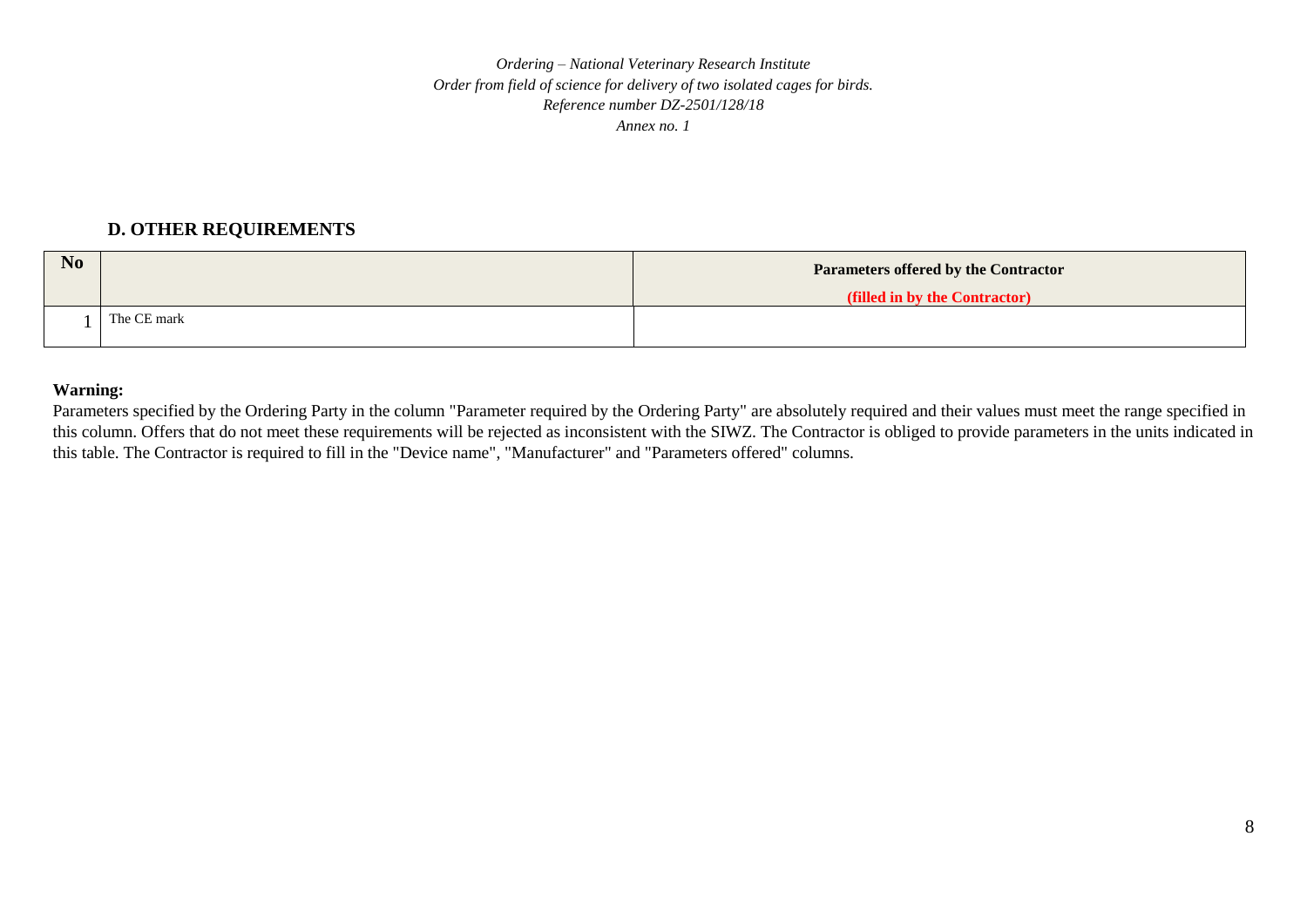*Ordering – National Veterinary Research Institute*
*Order from field of science for delivery of two isolated cages for birds.*
*Reference number DZ-2501/128/18*
*Annex no. 1*

## D. OTHER REQUIREMENTS

| No | | Parameters offered by the Contractor (filled in by the Contractor) |
|---|---|---|
| 1 | The CE mark | |

**Warning:**
Parameters specified by the Ordering Party in the column "Parameter required by the Ordering Party" are absolutely required and their values must meet the range specified in this column. Offers that do not meet these requirements will be rejected as inconsistent with the SIWZ. The Contractor is obliged to provide parameters in the units indicated in this table. The Contractor is required to fill in the "Device name", "Manufacturer" and "Parameters offered" columns.